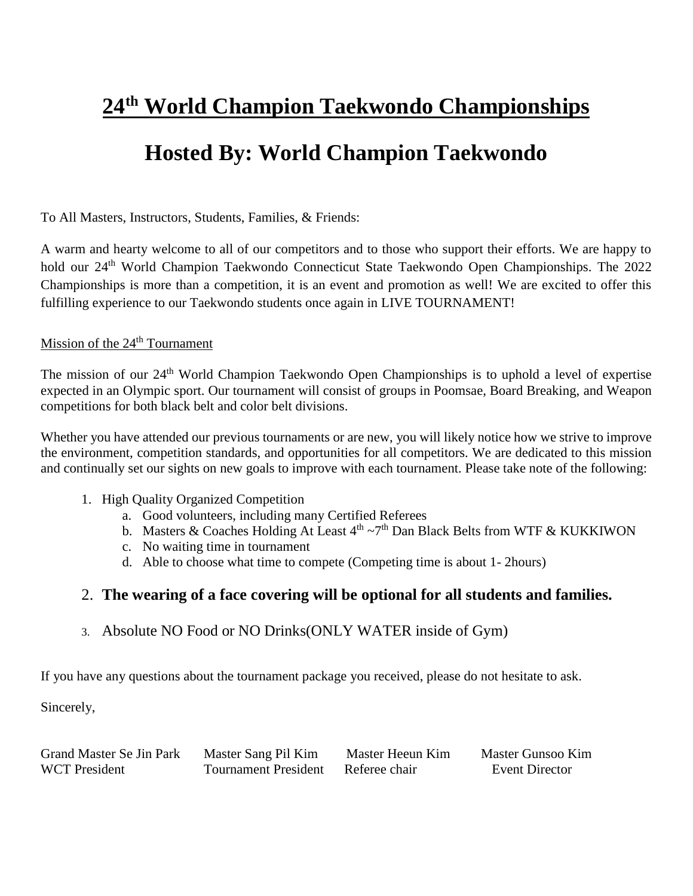# 24th World Champion Taekwondo Championships

# Hosted By: World Champion Taekwondo

To All Masters, Instructors, Students, Families, & Friends:

A warm and hearty welcome to all of our competitors and to those who support their efforts. We are happy to hold our 24th World Champion Taekwondo Connecticut State Taekwondo Open Championships. The 2022 Championships is more than a competition, it is an event and promotion as well! We are excited to offer this fulfilling experience to our Taekwondo students once again in LIVE TOURNAMENT!

Mission of the 24th Tournament

The mission of our 24th World Champion Taekwondo Open Championships is to uphold a level of expertise expected in an Olympic sport. Our tournament will consist of groups in Poomsae, Board Breaking, and Weapon competitions for both black belt and color belt divisions.

Whether you have attended our previous tournaments or are new, you will likely notice how we strive to improve the environment, competition standards, and opportunities for all competitors. We are dedicated to this mission and continually set our sights on new goals to improve with each tournament. Please take note of the following:

1. High Quality Organized Competition
    a. Good volunteers, including many Certified Referees
    b. Masters & Coaches Holding At Least 4th ~7th Dan Black Belts from WTF & KUKKIWON
    c. No waiting time in tournament
    d. Able to choose what time to compete (Competing time is about 1- 2hours)
2. **The wearing of a face covering will be optional for all students and families.**
3. Absolute NO Food or NO Drinks(ONLY WATER inside of Gym)

If you have any questions about the tournament package you received, please do not hesitate to ask.

Sincerely,

| Grand Master Se Jin Park | Master Sang Pil Kim | Master Heeun Kim | Master Gunsoo Kim |
|---|---|---|---|
| WCT President | Tournament President | Referee chair | Event Director |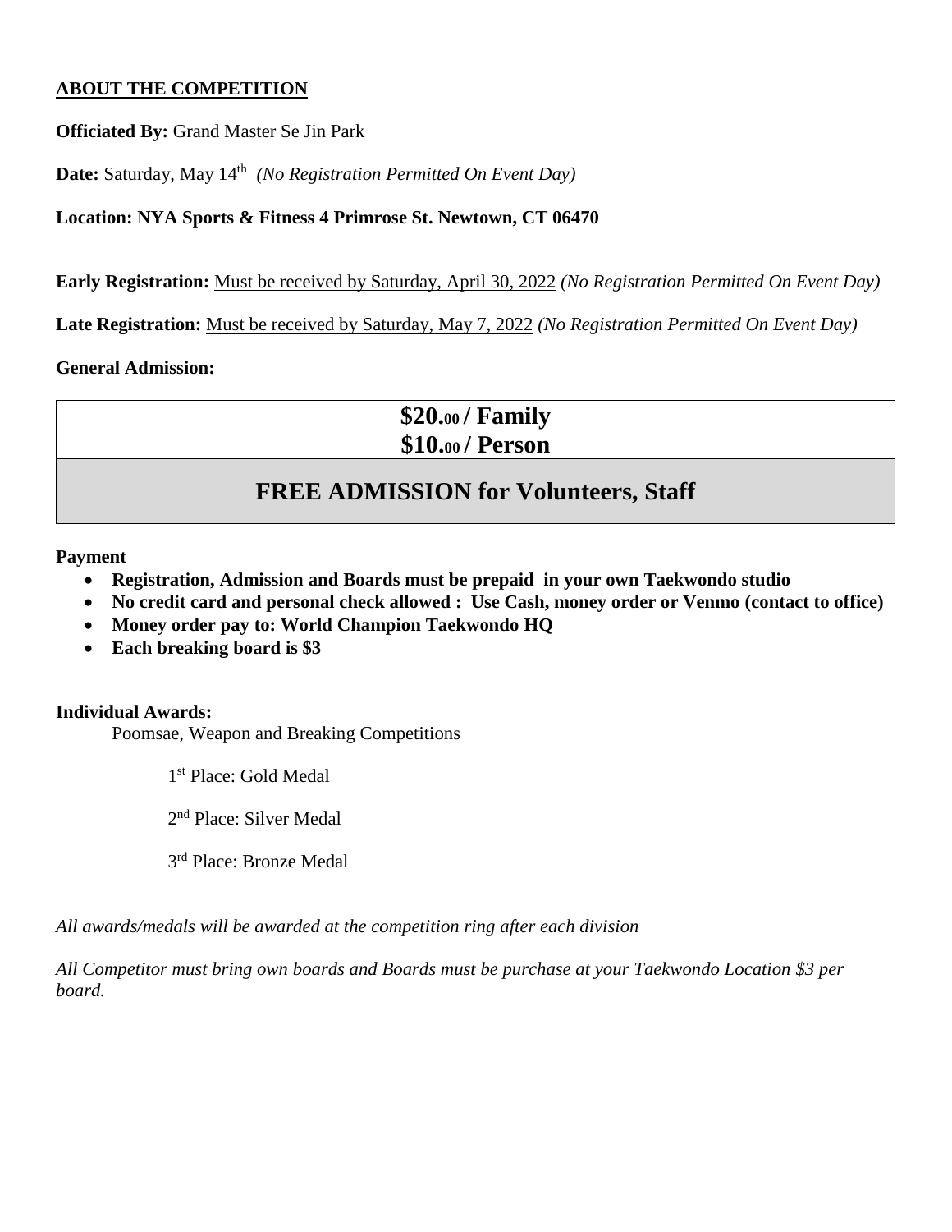## ABOUT THE COMPETITION

**Officiated By:** Grand Master Se Jin Park

**Date:** Saturday, May 14th *(No Registration Permitted On Event Day)*

**Location: NYA Sports & Fitness 4 Primrose St. Newtown, CT 06470**

**Early Registration:** Must be received by Saturday, April 30, 2022 *(No Registration Permitted On Event Day)*

**Late Registration:** Must be received by Saturday, May 7, 2022 *(No Registration Permitted On Event Day)*

**General Admission:**

| $20.00 / Family<br>$10.00 / Person |
|---|
| **FREE ADMISSION for Volunteers, Staff** |

**Payment**

- **Registration, Admission and Boards must be prepaid in your own Taekwondo studio**
- **No credit card and personal check allowed : Use Cash, money order or Venmo (contact to office)**
- **Money order pay to: World Champion Taekwondo HQ**
- **Each breaking board is $3**

**Individual Awards:**

Poomsae, Weapon and Breaking Competitions

1st Place: Gold Medal

2nd Place: Silver Medal

3rd Place: Bronze Medal

*All awards/medals will be awarded at the competition ring after each division*

*All Competitor must bring own boards and Boards must be purchase at your Taekwondo Location $3 per board.*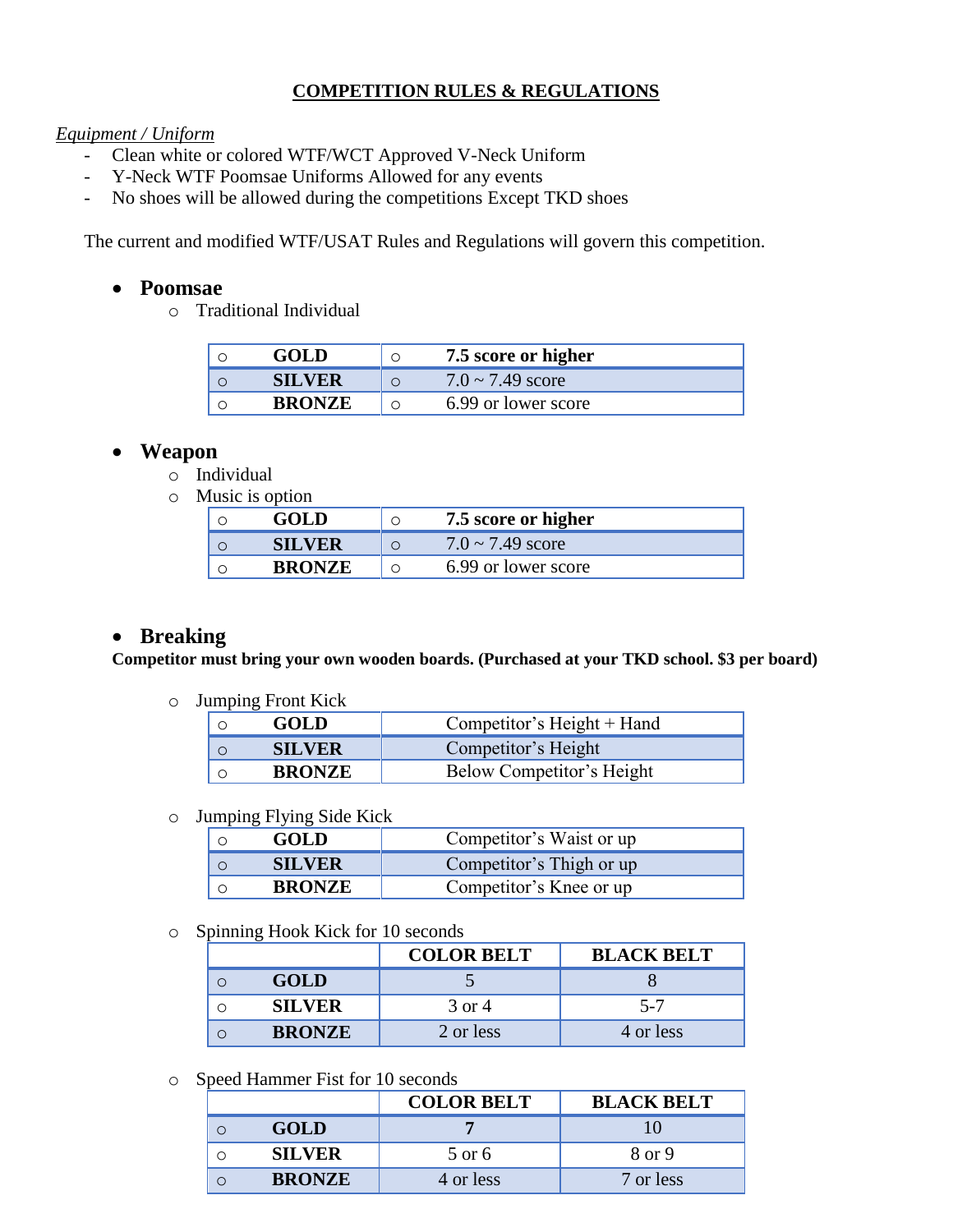# COMPETITION RULES & REGULATIONS

*Equipment / Uniform*

- Clean white or colored WTF/WCT Approved V-Neck Uniform
- Y-Neck WTF Poomsae Uniforms Allowed for any events
- No shoes will be allowed during the competitions Except TKD shoes

The current and modified WTF/USAT Rules and Regulations will govern this competition.

- **Poomsae**
  - Traditional Individual

| | |
|---|---|
| **GOLD** | **7.5 score or higher** |
| **SILVER** | 7.0 ~ 7.49 score |
| **BRONZE** | 6.99 or lower score |

- **Weapon**
  - Individual
  - Music is option

| | |
|---|---|
| **GOLD** | **7.5 score or higher** |
| **SILVER** | 7.0 ~ 7.49 score |
| **BRONZE** | 6.99 or lower score |

- **Breaking**

**Competitor must bring your own wooden boards. (Purchased at your TKD school. $3 per board)**

- Jumping Front Kick

| | |
|---|---|
| **GOLD** | Competitor's Height + Hand |
| **SILVER** | Competitor's Height |
| **BRONZE** | Below Competitor's Height |

- Jumping Flying Side Kick

| | |
|---|---|
| **GOLD** | Competitor's Waist or up |
| **SILVER** | Competitor's Thigh or up |
| **BRONZE** | Competitor's Knee or up |

- Spinning Hook Kick for 10 seconds

| | COLOR BELT | BLACK BELT |
|---|---|---|
| **GOLD** | 5 | 8 |
| **SILVER** | 3 or 4 | 5-7 |
| **BRONZE** | 2 or less | 4 or less |

- Speed Hammer Fist for 10 seconds

| | COLOR BELT | BLACK BELT |
|---|---|---|
| **GOLD** | **7** | 10 |
| **SILVER** | 5 or 6 | 8 or 9 |
| **BRONZE** | 4 or less | 7 or less |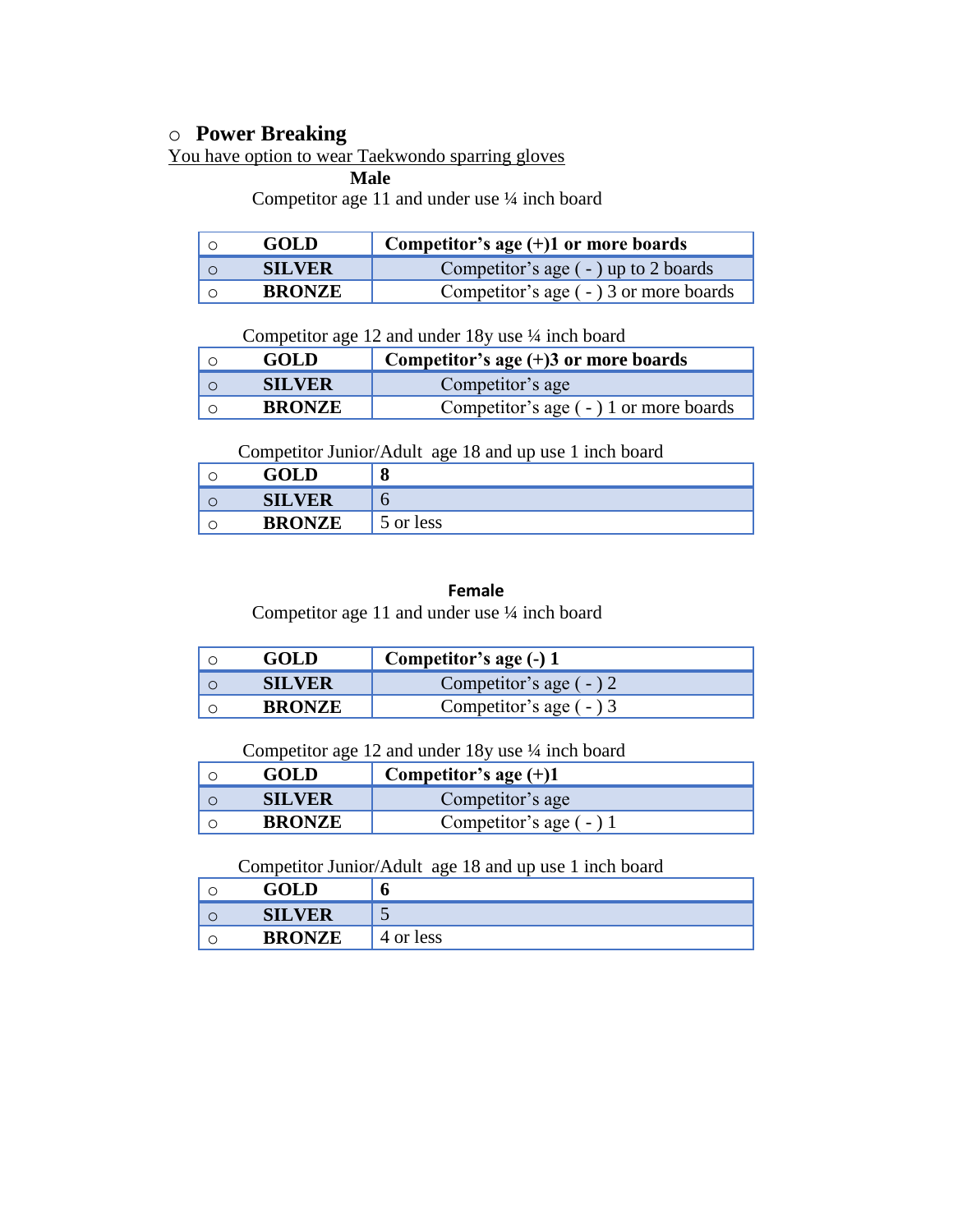- **Power Breaking**

You have option to wear Taekwondo sparring gloves

**Male**

Competitor age 11 and under use ¼ inch board

| | | |
|---|---|---|
| ○ | **GOLD** | **Competitor's age (+)1 or more boards** |
| ○ | **SILVER** | Competitor's age ( - ) up to 2 boards |
| ○ | **BRONZE** | Competitor's age ( - ) 3 or more boards |

Competitor age 12 and under 18y use ¼ inch board

| | | |
|---|---|---|
| ○ | **GOLD** | **Competitor's age (+)3 or more boards** |
| ○ | **SILVER** | Competitor's age |
| ○ | **BRONZE** | Competitor's age ( - ) 1 or more boards |

Competitor Junior/Adult age 18 and up use 1 inch board

| | | |
|---|---|---|
| ○ | **GOLD** | **8** |
| ○ | **SILVER** | 6 |
| ○ | **BRONZE** | 5 or less |

**Female**

Competitor age 11 and under use ¼ inch board

| | | |
|---|---|---|
| ○ | **GOLD** | **Competitor's age (-) 1** |
| ○ | **SILVER** | Competitor's age ( - ) 2 |
| ○ | **BRONZE** | Competitor's age ( - ) 3 |

Competitor age 12 and under 18y use ¼ inch board

| | | |
|---|---|---|
| ○ | **GOLD** | **Competitor's age (+)1** |
| ○ | **SILVER** | Competitor's age |
| ○ | **BRONZE** | Competitor's age ( - ) 1 |

Competitor Junior/Adult age 18 and up use 1 inch board

| | | |
|---|---|---|
| ○ | **GOLD** | **6** |
| ○ | **SILVER** | 5 |
| ○ | **BRONZE** | 4 or less |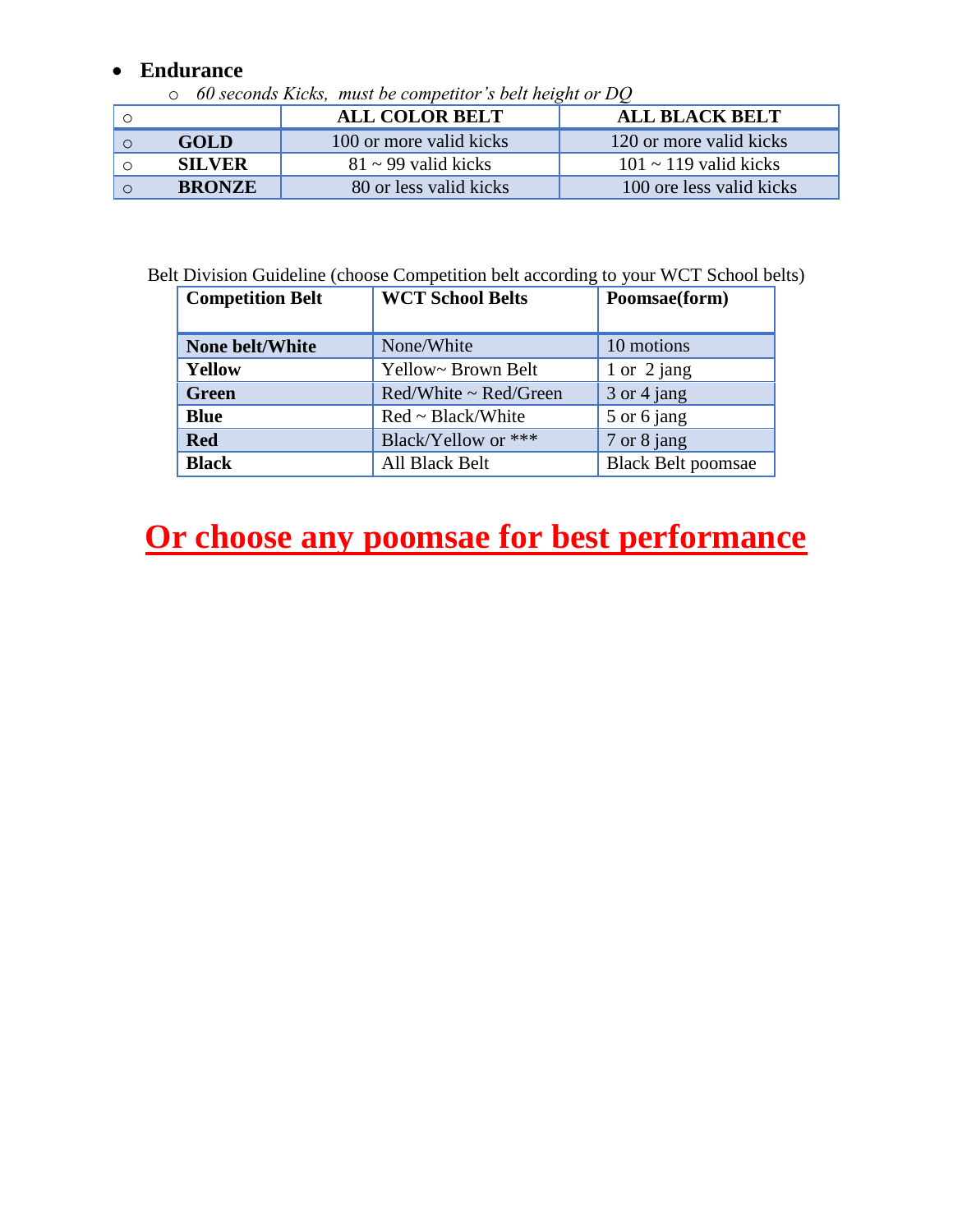- **Endurance**
  - *60 seconds Kicks, must be competitor's belt height or DQ*

| ○ | ALL COLOR BELT | ALL BLACK BELT |
|---|---|---|
| ○ **GOLD** | 100 or more valid kicks | 120 or more valid kicks |
| ○ **SILVER** | 81 ~ 99 valid kicks | 101 ~ 119 valid kicks |
| ○ **BRONZE** | 80 or less valid kicks | 100 ore less valid kicks |

Belt Division Guideline (choose Competition belt according to your WCT School belts)

| Competition Belt | WCT School Belts | Poomsae(form) |
|---|---|---|
| **None belt/White** | None/White | 10 motions |
| **Yellow** | Yellow~ Brown Belt | 1 or 2 jang |
| **Green** | Red/White ~ Red/Green | 3 or 4 jang |
| **Blue** | Red ~ Black/White | 5 or 6 jang |
| **Red** | Black/Yellow or *** | 7 or 8 jang |
| **Black** | All Black Belt | Black Belt poomsae |

# Or choose any poomsae for best performance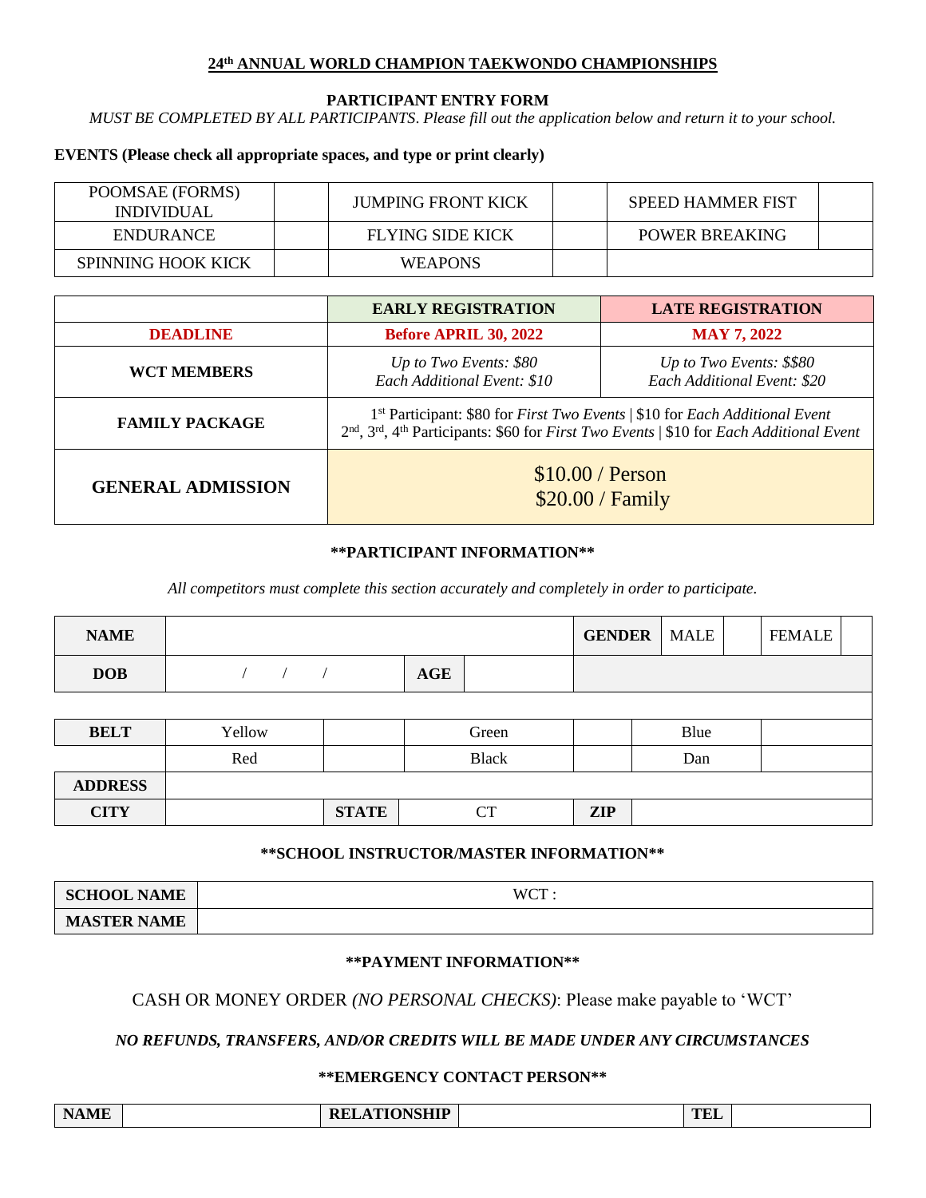**24th ANNUAL WORLD CHAMPION TAEKWONDO CHAMPIONSHIPS**

**PARTICIPANT ENTRY FORM**

*MUST BE COMPLETED BY ALL PARTICIPANTS*. Please fill out the application below and return it to your school.

**EVENTS (Please check all appropriate spaces, and type or print clearly)**

| | | | | | |
|---|---|---|---|---|---|
| POOMSAE (FORMS) INDIVIDUAL | | JUMPING FRONT KICK | | SPEED HAMMER FIST | |
| ENDURANCE | | FLYING SIDE KICK | | POWER BREAKING | |
| SPINNING HOOK KICK | | WEAPONS | | | |

| | **EARLY REGISTRATION** | **LATE REGISTRATION** |
|---|---|---|
| **DEADLINE** | **Before APRIL 30, 2022** | **MAY 7, 2022** |
| **WCT MEMBERS** | *Up to Two Events: $80*<br>*Each Additional Event: $10* | *Up to Two Events: $$80*<br>*Each Additional Event: $20* |
| **FAMILY PACKAGE** | 1st Participant: $80 for *First Two Events* \| $10 for *Each Additional Event*<br>2nd, 3rd, 4th Participants: $60 for *First Two Events* \| $10 for *Each Additional Event* | |
| **GENERAL ADMISSION** | $10.00 / Person<br>$20.00 / Family | |

**\*\*PARTICIPANT INFORMATION\*\***

*All competitors must complete this section accurately and completely in order to participate.*

| | | | | | | | |
|---|---|---|---|---|---|---|---|
| **NAME** | | | **GENDER** | MALE | | FEMALE | |
| **DOB** | / / / | **AGE** | | | | | |
| **BELT** | Yellow | | Green | | Blue | | |
| | Red | | Black | | Dan | | |
| **ADDRESS** | | | | | | | |
| **CITY** | | **STATE** | CT | **ZIP** | | | |

**\*\*SCHOOL INSTRUCTOR/MASTER INFORMATION\*\***

| | |
|---|---|
| **SCHOOL NAME** | WCT : |
| **MASTER NAME** | |

**\*\*PAYMENT INFORMATION\*\***

CASH OR MONEY ORDER *(NO PERSONAL CHECKS)*: Please make payable to 'WCT'

***NO REFUNDS, TRANSFERS, AND/OR CREDITS WILL BE MADE UNDER ANY CIRCUMSTANCES***

**\*\*EMERGENCY CONTACT PERSON\*\***

| **NAME** | | **RELATIONSHIP** | | **TEL** | |
|---|---|---|---|---|---|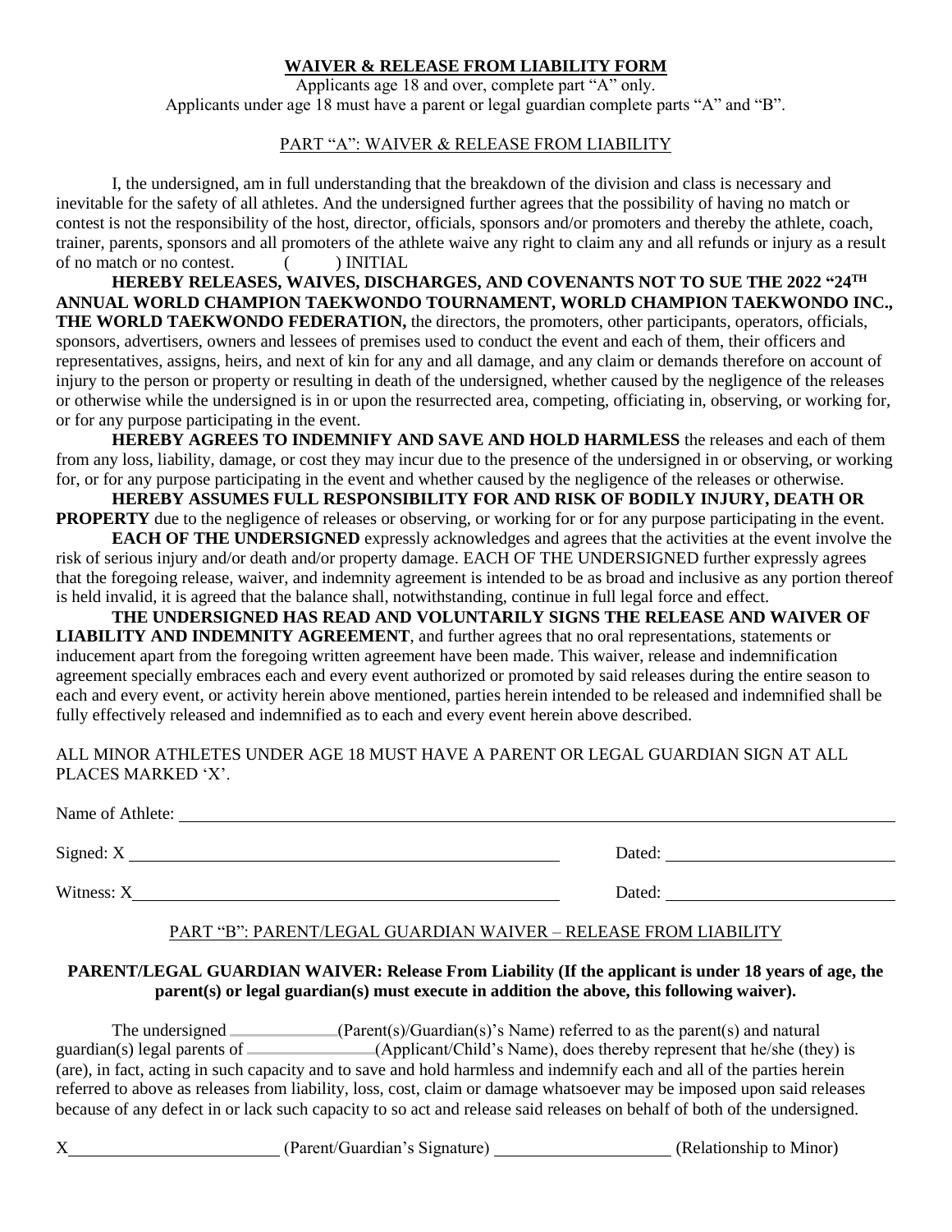**WAIVER & RELEASE FROM LIABILITY FORM**

Applicants age 18 and over, complete part "A" only.
Applicants under age 18 must have a parent or legal guardian complete parts "A" and "B".

PART "A": WAIVER & RELEASE FROM LIABILITY

I, the undersigned, am in full understanding that the breakdown of the division and class is necessary and inevitable for the safety of all athletes. And the undersigned further agrees that the possibility of having no match or contest is not the responsibility of the host, director, officials, sponsors and/or promoters and thereby the athlete, coach, trainer, parents, sponsors and all promoters of the athlete waive any right to claim any and all refunds or injury as a result of no match or no contest. (      ) INITIAL

**HEREBY RELEASES, WAIVES, DISCHARGES, AND COVENANTS NOT TO SUE THE 2022 "24TH ANNUAL WORLD CHAMPION TAEKWONDO TOURNAMENT, WORLD CHAMPION TAEKWONDO INC., THE WORLD TAEKWONDO FEDERATION,** the directors, the promoters, other participants, operators, officials, sponsors, advertisers, owners and lessees of premises used to conduct the event and each of them, their officers and representatives, assigns, heirs, and next of kin for any and all damage, and any claim or demands therefore on account of injury to the person or property or resulting in death of the undersigned, whether caused by the negligence of the releases or otherwise while the undersigned is in or upon the resurrected area, competing, officiating in, observing, or working for, or for any purpose participating in the event.

**HEREBY AGREES TO INDEMNIFY AND SAVE AND HOLD HARMLESS** the releases and each of them from any loss, liability, damage, or cost they may incur due to the presence of the undersigned in or observing, or working for, or for any purpose participating in the event and whether caused by the negligence of the releases or otherwise.

**HEREBY ASSUMES FULL RESPONSIBILITY FOR AND RISK OF BODILY INJURY, DEATH OR PROPERTY** due to the negligence of releases or observing, or working for or for any purpose participating in the event.

**EACH OF THE UNDERSIGNED** expressly acknowledges and agrees that the activities at the event involve the risk of serious injury and/or death and/or property damage. EACH OF THE UNDERSIGNED further expressly agrees that the foregoing release, waiver, and indemnity agreement is intended to be as broad and inclusive as any portion thereof is held invalid, it is agreed that the balance shall, notwithstanding, continue in full legal force and effect.

**THE UNDERSIGNED HAS READ AND VOLUNTARILY SIGNS THE RELEASE AND WAIVER OF LIABILITY AND INDEMNITY AGREEMENT**, and further agrees that no oral representations, statements or inducement apart from the foregoing written agreement have been made. This waiver, release and indemnification agreement specially embraces each and every event authorized or promoted by said releases during the entire season to each and every event, or activity herein above mentioned, parties herein intended to be released and indemnified shall be fully effectively released and indemnified as to each and every event herein above described.

ALL MINOR ATHLETES UNDER AGE 18 MUST HAVE A PARENT OR LEGAL GUARDIAN SIGN AT ALL PLACES MARKED 'X'.

Name of Athlete: ______________________________

Signed: X ______________________________ Dated: ______________

Witness: X ______________________________ Dated: ______________

PART "B": PARENT/LEGAL GUARDIAN WAIVER – RELEASE FROM LIABILITY

**PARENT/LEGAL GUARDIAN WAIVER: Release From Liability (If the applicant is under 18 years of age, the parent(s) or legal guardian(s) must execute in addition the above, this following waiver).**

The undersigned __________(Parent(s)/Guardian(s)'s Name) referred to as the parent(s) and natural guardian(s) legal parents of __________(Applicant/Child's Name), does thereby represent that he/she (they) is (are), in fact, acting in such capacity and to save and hold harmless and indemnify each and all of the parties herein referred to above as releases from liability, loss, cost, claim or damage whatsoever may be imposed upon said releases because of any defect in or lack such capacity to so act and release said releases on behalf of both of the undersigned.

X______________________ (Parent/Guardian's Signature) ______________________ (Relationship to Minor)